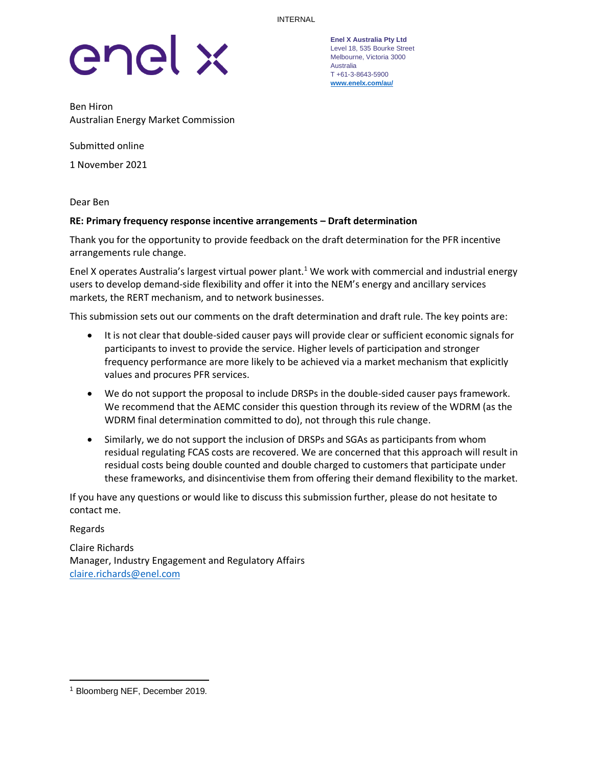INTERNAL

enel x

**Enel X Australia Pty Ltd**
Level 18, 535 Bourke Street
Melbourne, Victoria 3000
Australia
T +61-3-8643-5900
www.enelx.com/au/

Ben Hiron
Australian Energy Market Commission

Submitted online

1 November 2021

Dear Ben

**RE: Primary frequency response incentive arrangements – Draft determination**

Thank you for the opportunity to provide feedback on the draft determination for the PFR incentive arrangements rule change.

Enel X operates Australia's largest virtual power plant.[1] We work with commercial and industrial energy users to develop demand-side flexibility and offer it into the NEM's energy and ancillary services markets, the RERT mechanism, and to network businesses.

This submission sets out our comments on the draft determination and draft rule. The key points are:

- It is not clear that double-sided causer pays will provide clear or sufficient economic signals for participants to invest to provide the service. Higher levels of participation and stronger frequency performance are more likely to be achieved via a market mechanism that explicitly values and procures PFR services.
- We do not support the proposal to include DRSPs in the double-sided causer pays framework. We recommend that the AEMC consider this question through its review of the WDRM (as the WDRM final determination committed to do), not through this rule change.
- Similarly, we do not support the inclusion of DRSPs and SGAs as participants from whom residual regulating FCAS costs are recovered. We are concerned that this approach will result in residual costs being double counted and double charged to customers that participate under these frameworks, and disincentivise them from offering their demand flexibility to the market.

If you have any questions or would like to discuss this submission further, please do not hesitate to contact me.

Regards

Claire Richards
Manager, Industry Engagement and Regulatory Affairs
claire.richards@enel.com

[1] Bloomberg NEF, December 2019.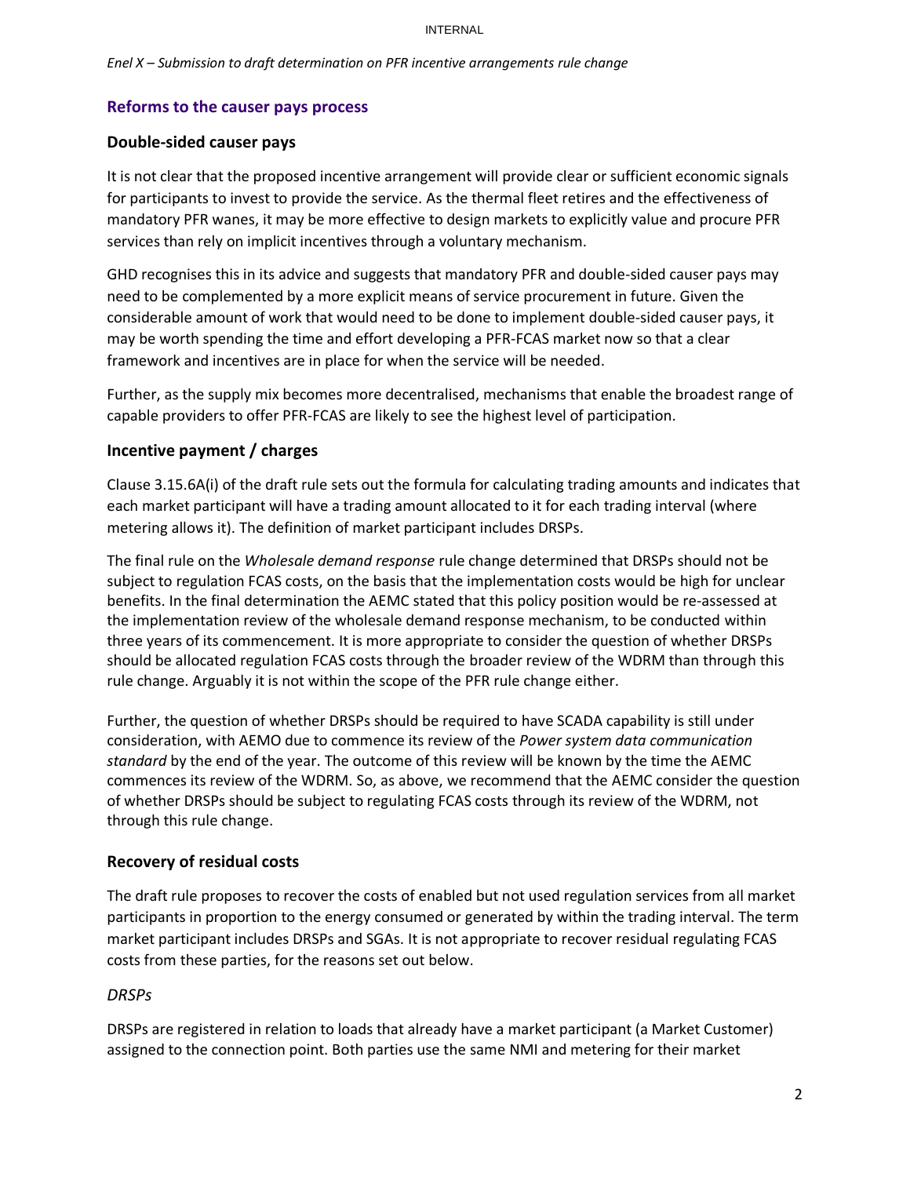## Reforms to the causer pays process

### Double-sided causer pays

It is not clear that the proposed incentive arrangement will provide clear or sufficient economic signals for participants to invest to provide the service. As the thermal fleet retires and the effectiveness of mandatory PFR wanes, it may be more effective to design markets to explicitly value and procure PFR services than rely on implicit incentives through a voluntary mechanism.

GHD recognises this in its advice and suggests that mandatory PFR and double-sided causer pays may need to be complemented by a more explicit means of service procurement in future. Given the considerable amount of work that would need to be done to implement double-sided causer pays, it may be worth spending the time and effort developing a PFR-FCAS market now so that a clear framework and incentives are in place for when the service will be needed.

Further, as the supply mix becomes more decentralised, mechanisms that enable the broadest range of capable providers to offer PFR-FCAS are likely to see the highest level of participation.

### Incentive payment / charges

Clause 3.15.6A(i) of the draft rule sets out the formula for calculating trading amounts and indicates that each market participant will have a trading amount allocated to it for each trading interval (where metering allows it). The definition of market participant includes DRSPs.

The final rule on the *Wholesale demand response* rule change determined that DRSPs should not be subject to regulation FCAS costs, on the basis that the implementation costs would be high for unclear benefits. In the final determination the AEMC stated that this policy position would be re-assessed at the implementation review of the wholesale demand response mechanism, to be conducted within three years of its commencement. It is more appropriate to consider the question of whether DRSPs should be allocated regulation FCAS costs through the broader review of the WDRM than through this rule change. Arguably it is not within the scope of the PFR rule change either.

Further, the question of whether DRSPs should be required to have SCADA capability is still under consideration, with AEMO due to commence its review of the *Power system data communication standard* by the end of the year. The outcome of this review will be known by the time the AEMC commences its review of the WDRM. So, as above, we recommend that the AEMC consider the question of whether DRSPs should be subject to regulating FCAS costs through its review of the WDRM, not through this rule change.

### Recovery of residual costs

The draft rule proposes to recover the costs of enabled but not used regulation services from all market participants in proportion to the energy consumed or generated by within the trading interval. The term market participant includes DRSPs and SGAs. It is not appropriate to recover residual regulating FCAS costs from these parties, for the reasons set out below.

*DRSPs*

DRSPs are registered in relation to loads that already have a market participant (a Market Customer) assigned to the connection point. Both parties use the same NMI and metering for their market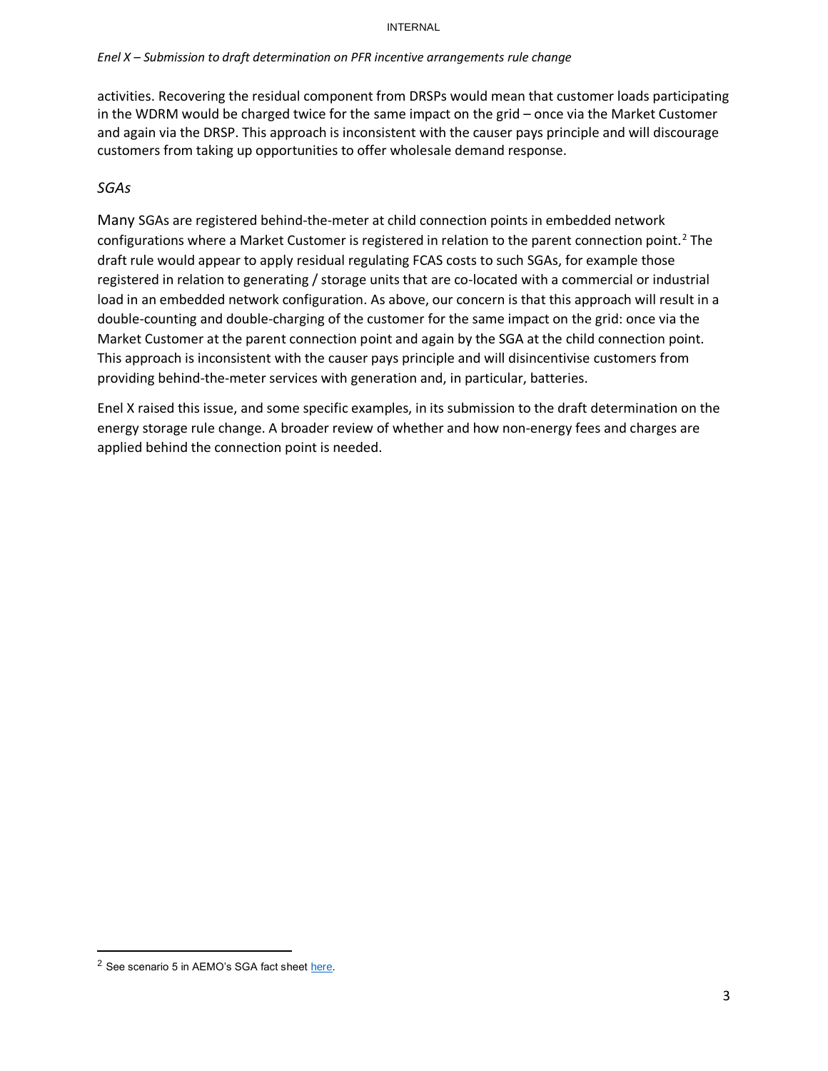activities. Recovering the residual component from DRSPs would mean that customer loads participating in the WDRM would be charged twice for the same impact on the grid – once via the Market Customer and again via the DRSP. This approach is inconsistent with the causer pays principle and will discourage customers from taking up opportunities to offer wholesale demand response.

### *SGAs*

Many SGAs are registered behind-the-meter at child connection points in embedded network configurations where a Market Customer is registered in relation to the parent connection point.[2] The draft rule would appear to apply residual regulating FCAS costs to such SGAs, for example those registered in relation to generating / storage units that are co-located with a commercial or industrial load in an embedded network configuration. As above, our concern is that this approach will result in a double-counting and double-charging of the customer for the same impact on the grid: once via the Market Customer at the parent connection point and again by the SGA at the child connection point. This approach is inconsistent with the causer pays principle and will disincentivise customers from providing behind-the-meter services with generation and, in particular, batteries.

Enel X raised this issue, and some specific examples, in its submission to the draft determination on the energy storage rule change. A broader review of whether and how non-energy fees and charges are applied behind the connection point is needed.

---

[2] See scenario 5 in AEMO's SGA fact sheet here.